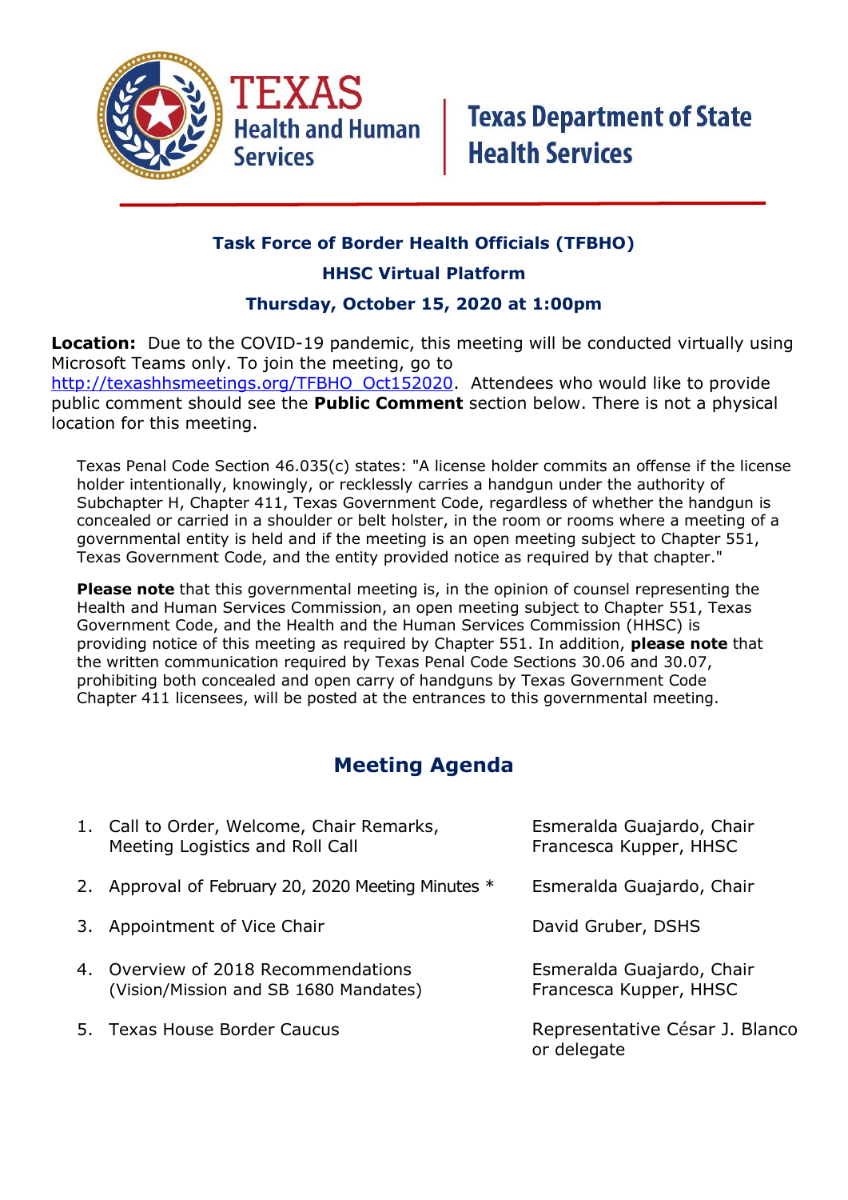**TEXAS Health and Human Services** | **Texas Department of State Health Services**

## Task Force of Border Health Officials (TFBHO)

### HHSC Virtual Platform

### Thursday, October 15, 2020 at 1:00pm

**Location:** Due to the COVID-19 pandemic, this meeting will be conducted virtually using Microsoft Teams only. To join the meeting, go to [http://texashhsmeetings.org/TFBHO_Oct152020](http://texashhsmeetings.org/TFBHO_Oct152020). Attendees who would like to provide public comment should see the **Public Comment** section below. There is not a physical location for this meeting.

Texas Penal Code Section 46.035(c) states: "A license holder commits an offense if the license holder intentionally, knowingly, or recklessly carries a handgun under the authority of Subchapter H, Chapter 411, Texas Government Code, regardless of whether the handgun is concealed or carried in a shoulder or belt holster, in the room or rooms where a meeting of a governmental entity is held and if the meeting is an open meeting subject to Chapter 551, Texas Government Code, and the entity provided notice as required by that chapter."

**Please note** that this governmental meeting is, in the opinion of counsel representing the Health and Human Services Commission, an open meeting subject to Chapter 551, Texas Government Code, and the Health and the Human Services Commission (HHSC) is providing notice of this meeting as required by Chapter 551. In addition, **please note** that the written communication required by Texas Penal Code Sections 30.06 and 30.07, prohibiting both concealed and open carry of handguns by Texas Government Code Chapter 411 licensees, will be posted at the entrances to this governmental meeting.

## Meeting Agenda

| Item | Presenter |
| --- | --- |
| 1. Call to Order, Welcome, Chair Remarks, Meeting Logistics and Roll Call | Esmeralda Guajardo, Chair<br>Francesca Kupper, HHSC |
| 2. Approval of February 20, 2020 Meeting Minutes * | Esmeralda Guajardo, Chair |
| 3. Appointment of Vice Chair | David Gruber, DSHS |
| 4. Overview of 2018 Recommendations (Vision/Mission and SB 1680 Mandates) | Esmeralda Guajardo, Chair<br>Francesca Kupper, HHSC |
| 5. Texas House Border Caucus | Representative César J. Blanco or delegate |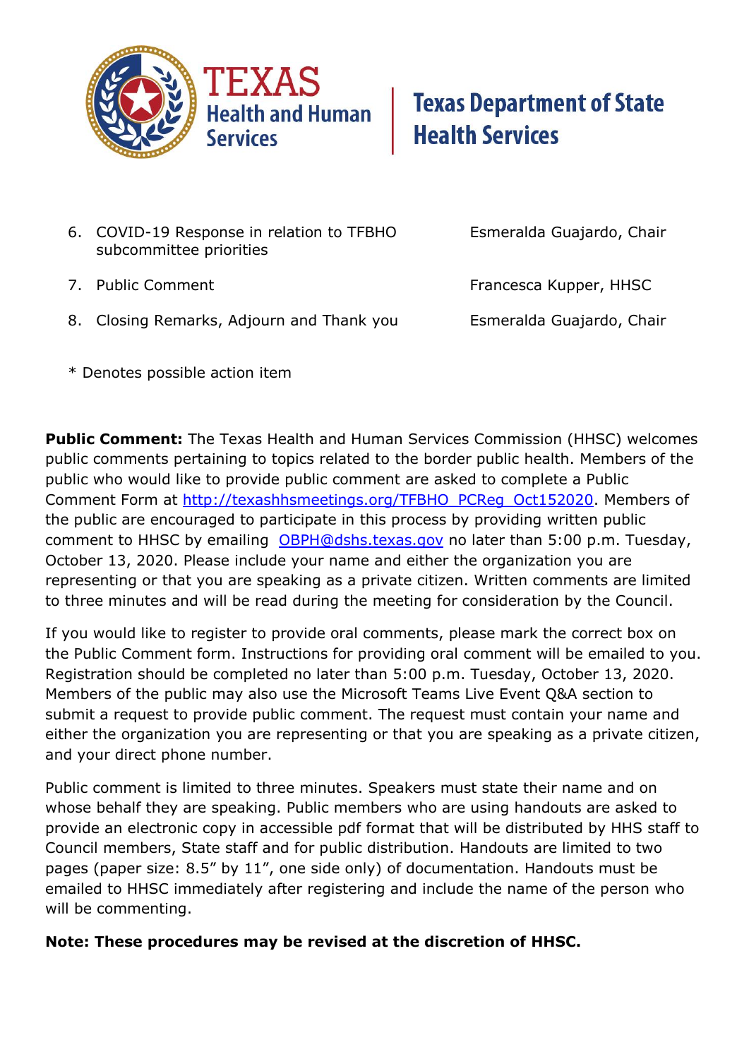6. COVID-19 Response in relation to TFBHO subcommittee priorities — Esmeralda Guajardo, Chair
7. Public Comment — Francesca Kupper, HHSC
8. Closing Remarks, Adjourn and Thank you — Esmeralda Guajardo, Chair

\* Denotes possible action item

**Public Comment:** The Texas Health and Human Services Commission (HHSC) welcomes public comments pertaining to topics related to the border public health. Members of the public who would like to provide public comment are asked to complete a Public Comment Form at [http://texashhsmeetings.org/TFBHO_PCReg_Oct152020](http://texashhsmeetings.org/TFBHO_PCReg_Oct152020). Members of the public are encouraged to participate in this process by providing written public comment to HHSC by emailing [OBPH@dshs.texas.gov](mailto:OBPH@dshs.texas.gov) no later than 5:00 p.m. Tuesday, October 13, 2020. Please include your name and either the organization you are representing or that you are speaking as a private citizen. Written comments are limited to three minutes and will be read during the meeting for consideration by the Council.

If you would like to register to provide oral comments, please mark the correct box on the Public Comment form. Instructions for providing oral comment will be emailed to you. Registration should be completed no later than 5:00 p.m. Tuesday, October 13, 2020. Members of the public may also use the Microsoft Teams Live Event Q&A section to submit a request to provide public comment. The request must contain your name and either the organization you are representing or that you are speaking as a private citizen, and your direct phone number.

Public comment is limited to three minutes. Speakers must state their name and on whose behalf they are speaking. Public members who are using handouts are asked to provide an electronic copy in accessible pdf format that will be distributed by HHS staff to Council members, State staff and for public distribution. Handouts are limited to two pages (paper size: 8.5" by 11", one side only) of documentation. Handouts must be emailed to HHSC immediately after registering and include the name of the person who will be commenting.

**Note: These procedures may be revised at the discretion of HHSC.**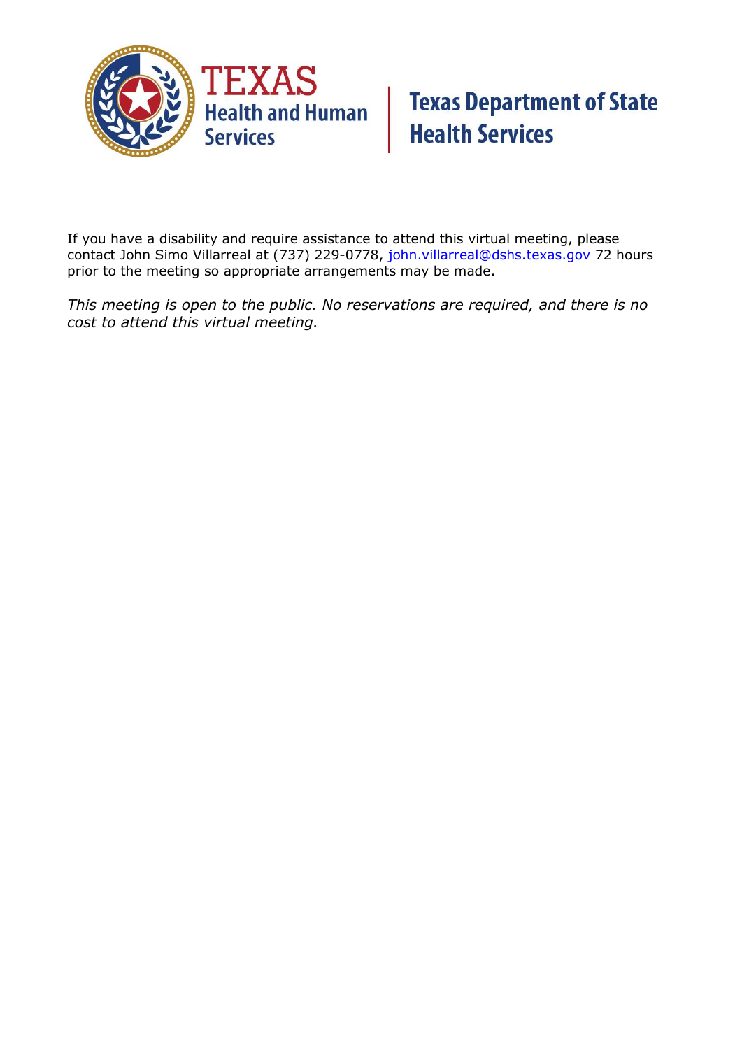If you have a disability and require assistance to attend this virtual meeting, please contact John Simo Villarreal at (737) 229-0778, john.villarreal@dshs.texas.gov 72 hours prior to the meeting so appropriate arrangements may be made.

*This meeting is open to the public. No reservations are required, and there is no cost to attend this virtual meeting.*